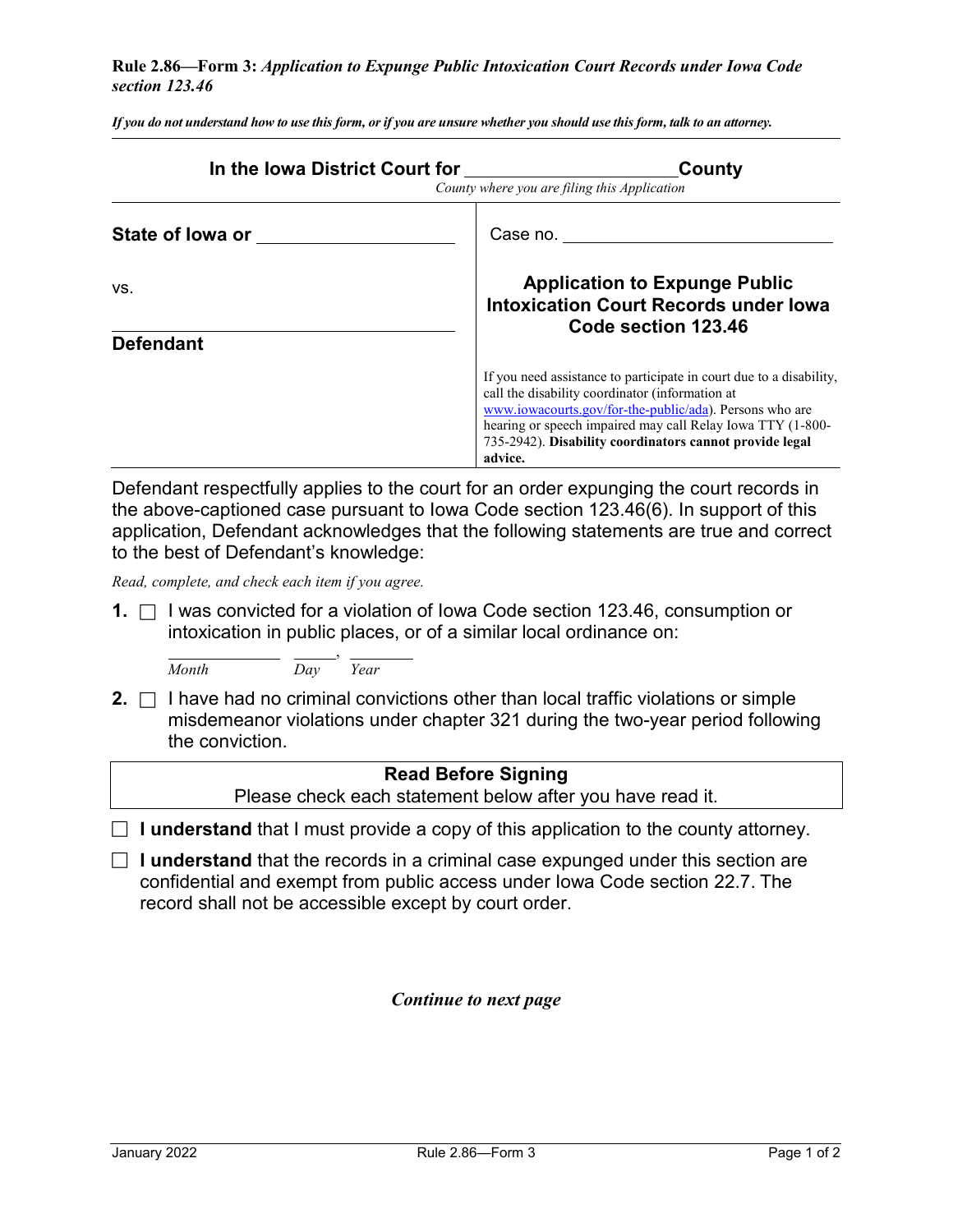**Rule 2.86—Form 3:** *Application to Expunge Public Intoxication Court Records under Iowa Code section 123.46*

***If you do not understand how to use this form, or if you are unsure whether you should use this form, talk to an attorney.***

**In the Iowa District Court for \_\_\_\_\_\_\_\_\_\_\_\_\_\_\_\_\_\_\_\_ County**

*County where you are filing this Application*

| | |
|---|---|
| **State of Iowa or** \_\_\_\_\_\_\_\_\_\_\_\_\_\_\_\_\_\_\_\_ | Case no. \_\_\_\_\_\_\_\_\_\_\_\_\_\_\_\_\_\_\_\_\_\_\_\_ |
| vs. | **Application to Expunge Public Intoxication Court Records under Iowa Code section 123.46** |
| \_\_\_\_\_\_\_\_\_\_\_\_\_\_\_\_\_\_\_\_\_\_\_\_ **Defendant** | If you need assistance to participate in court due to a disability, call the disability coordinator (information at www.iowacourts.gov/for-the-public/ada). Persons who are hearing or speech impaired may call Relay Iowa TTY (1-800-735-2942). **Disability coordinators cannot provide legal advice.** |

Defendant respectfully applies to the court for an order expunging the court records in the above-captioned case pursuant to Iowa Code section 123.46(6). In support of this application, Defendant acknowledges that the following statements are true and correct to the best of Defendant's knowledge:

*Read, complete, and check each item if you agree.*

**1.** ☐ I was convicted for a violation of Iowa Code section 123.46, consumption or intoxication in public places, or of a similar local ordinance on:

\_\_\_\_\_\_\_\_\_\_ \_\_\_\_\_, \_\_\_\_\_\_\_
*Month* *Day* *Year*

**2.** ☐ I have had no criminal convictions other than local traffic violations or simple misdemeanor violations under chapter 321 during the two-year period following the conviction.

**Read Before Signing**

Please check each statement below after you have read it.

☐ **I understand** that I must provide a copy of this application to the county attorney.

☐ **I understand** that the records in a criminal case expunged under this section are confidential and exempt from public access under Iowa Code section 22.7. The record shall not be accessible except by court order.

***Continue to next page***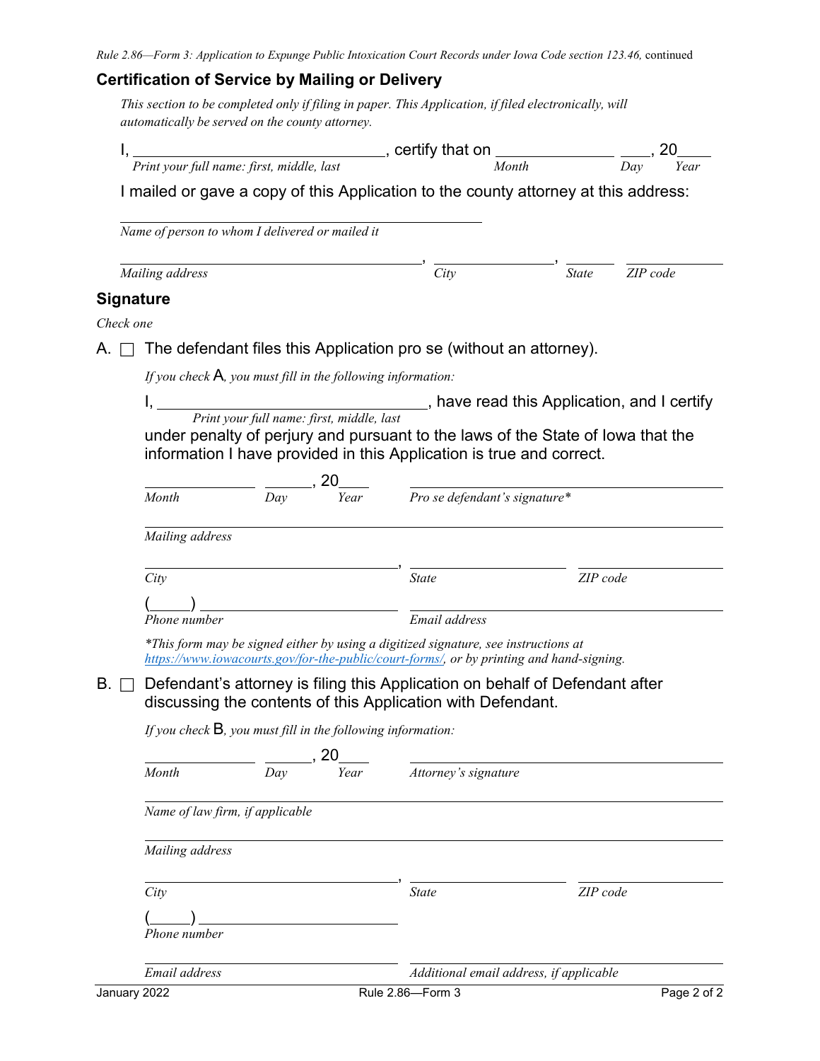*Rule 2.86—Form 3: Application to Expunge Public Intoxication Court Records under Iowa Code section 123.46,* continued

## Certification of Service by Mailing or Delivery

*This section to be completed only if filing in paper. This Application, if filed electronically, will automatically be served on the county attorney.*

I, ________________________________, certify that on ______________ ____, 20____
*Print your full name: first, middle, last* *Month* *Day* *Year*

I mailed or gave a copy of this Application to the county attorney at this address:

______________________________________
*Name of person to whom I delivered or mailed it*

______________________________________, ______________, ______ ___________
*Mailing address* *City* *State* *ZIP code*

## Signature

*Check one*

A. ☐ The defendant files this Application pro se (without an attorney).

*If you check* A*, you must fill in the following information:*

I, ________________________________, have read this Application, and I certify under penalty of perjury and pursuant to the laws of the State of Iowa that the information I have provided in this Application is true and correct.
*Print your full name: first, middle, last*

______________ ______, 20____ ________________________________
*Month* *Day* *Year* *Pro se defendant's signature**

________________________________________________
*Mailing address*

________________________________, ________________ ________________
*City* *State* *ZIP code*

(_____) ____________________ ________________________________
*Phone number* *Email address*

**This form may be signed either by using a digitized signature, see instructions at [https://www.iowacourts.gov/for-the-public/court-forms/](https://www.iowacourts.gov/for-the-public/court-forms/), or by printing and hand-signing.*

B. ☐ Defendant's attorney is filing this Application on behalf of Defendant after discussing the contents of this Application with Defendant.

*If you check* B*, you must fill in the following information:*

______________ ______, 20____ ________________________________
*Month* *Day* *Year* *Attorney's signature*

________________________________________________
*Name of law firm, if applicable*

________________________________________________
*Mailing address*

________________________________, ________________ ________________
*City* *State* *ZIP code*

(_____) ____________________
*Phone number*

____________________________ ________________________________
*Email address* *Additional email address, if applicable*

January 2022 Rule 2.86—Form 3